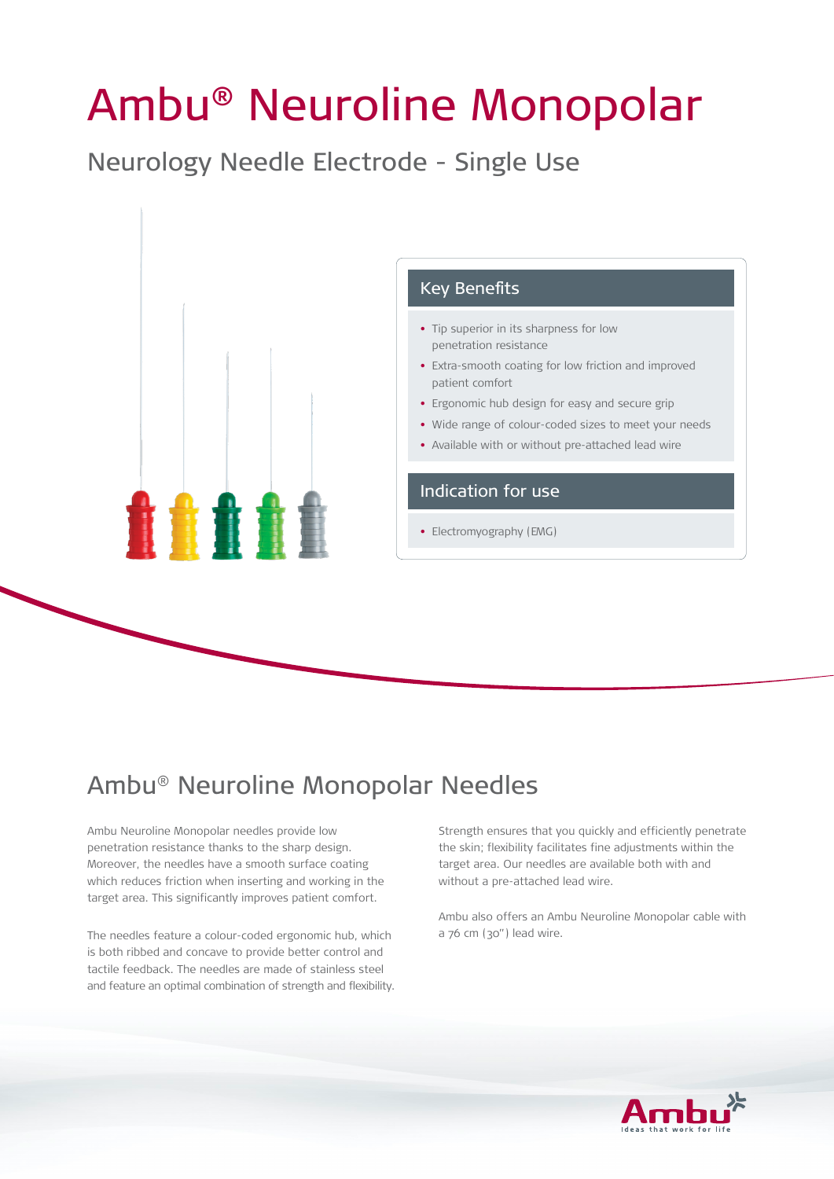# Ambu® Neuroline Monopolar

## Neurology Needle Electrode - Single Use

### Key Benefits

- Tip superior in its sharpness for low penetration resistance
- Extra-smooth coating for low friction and improved patient comfort
- Ergonomic hub design for easy and secure grip
- Wide range of colour-coded sizes to meet your needs
- Available with or without pre-attached lead wire

### Indication for use

- Electromyography (EMG)

## Ambu® Neuroline Monopolar Needles

Ambu Neuroline Monopolar needles provide low penetration resistance thanks to the sharp design. Moreover, the needles have a smooth surface coating which reduces friction when inserting and working in the target area. This significantly improves patient comfort.

The needles feature a colour-coded ergonomic hub, which is both ribbed and concave to provide better control and tactile feedback. The needles are made of stainless steel and feature an optimal combination of strength and flexibility.

Strength ensures that you quickly and efficiently penetrate the skin; flexibility facilitates fine adjustments within the target area. Our needles are available both with and without a pre-attached lead wire.

Ambu also offers an Ambu Neuroline Monopolar cable with a 76 cm (30") lead wire.

Ambu
Ideas that work for life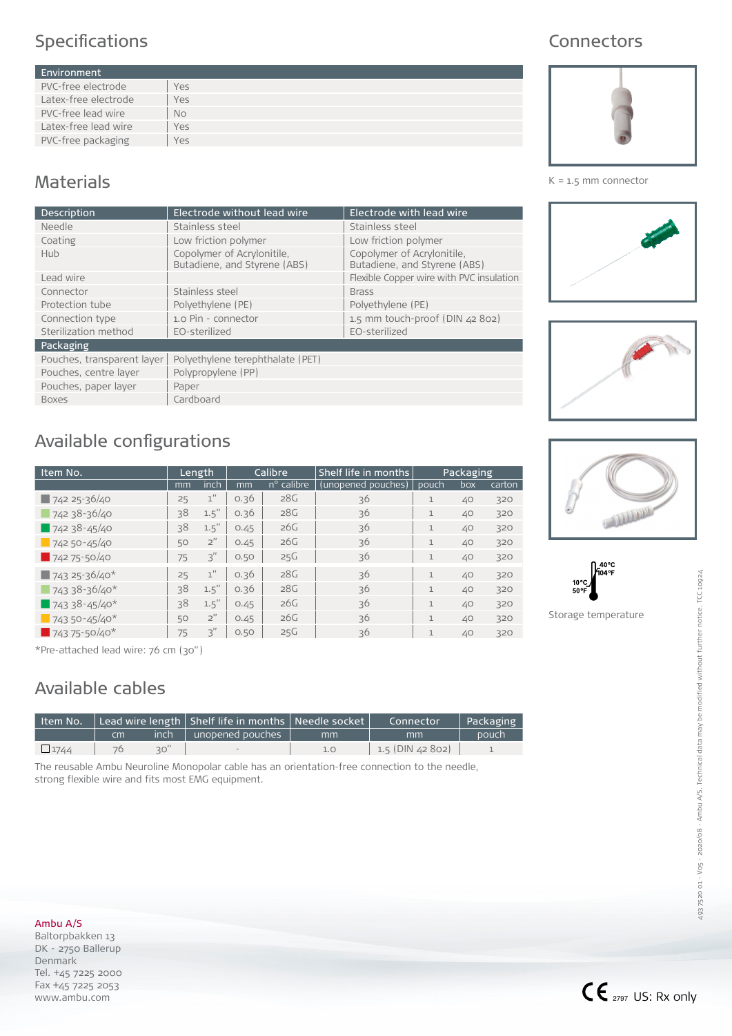## Specifications

| Environment | |
|---|---|
| PVC-free electrode | Yes |
| Latex-free electrode | Yes |
| PVC-free lead wire | No |
| Latex-free lead wire | Yes |
| PVC-free packaging | Yes |

## Materials

| Description | Electrode without lead wire | Electrode with lead wire |
|---|---|---|
| Needle | Stainless steel | Stainless steel |
| Coating | Low friction polymer | Low friction polymer |
| Hub | Copolymer of Acrylonitile, Butadiene, and Styrene (ABS) | Copolymer of Acrylonitile, Butadiene, and Styrene (ABS) |
| Lead wire | | Flexible Copper wire with PVC insulation |
| Connector | Stainless steel | Brass |
| Protection tube | Polyethylene (PE) | Polyethylene (PE) |
| Connection type | 1.0 Pin - connector | 1.5 mm touch-proof (DIN 42 802) |
| Sterilization method | EO-sterilized | EO-sterilized |
| **Packaging** | | |
| Pouches, transparent layer | Polyethylene terephthalate (PET) | |
| Pouches, centre layer | Polypropylene (PP) | |
| Pouches, paper layer | Paper | |
| Boxes | Cardboard | |

## Available configurations

| Item No. | Length | | Calibre | | Shelf life in months | Packaging | | |
|---|---|---|---|---|---|---|---|---|
| | mm | inch | mm | n° calibre | (unopened pouches) | pouch | box | carton |
| 742 25-36/40 | 25 | 1" | 0.36 | 28G | 36 | 1 | 40 | 320 |
| 742 38-36/40 | 38 | 1.5" | 0.36 | 28G | 36 | 1 | 40 | 320 |
| 742 38-45/40 | 38 | 1.5" | 0.45 | 26G | 36 | 1 | 40 | 320 |
| 742 50-45/40 | 50 | 2" | 0.45 | 26G | 36 | 1 | 40 | 320 |
| 742 75-50/40 | 75 | 3" | 0.50 | 25G | 36 | 1 | 40 | 320 |
| 743 25-36/40* | 25 | 1" | 0.36 | 28G | 36 | 1 | 40 | 320 |
| 743 38-36/40* | 38 | 1.5" | 0.36 | 28G | 36 | 1 | 40 | 320 |
| 743 38-45/40* | 38 | 1.5" | 0.45 | 26G | 36 | 1 | 40 | 320 |
| 743 50-45/40* | 50 | 2" | 0.45 | 26G | 36 | 1 | 40 | 320 |
| 743 75-50/40* | 75 | 3" | 0.50 | 25G | 36 | 1 | 40 | 320 |

*Pre-attached lead wire: 76 cm (30")

## Available cables

| Item No. | Lead wire length | | Shelf life in months | Needle socket | Connector | Packaging |
|---|---|---|---|---|---|---|
| | cm | inch | unopened pouches | mm | mm | pouch |
| 1744 | 76 | 30" | - | 1.0 | 1.5 (DIN 42 802) | 1 |

The reusable Ambu Neuroline Monopolar cable has an orientation-free connection to the needle, strong flexible wire and fits most EMG equipment.

## Connectors

K = 1.5 mm connector

40°C
104°F
10°C
50°F

Storage temperature

**Ambu A/S**
Baltorpbakken 13
DK - 2750 Ballerup
Denmark
Tel. +45 7225 2000
Fax +45 7225 2053
www.ambu.com

CE 2797 US: Rx only

493 7520 01 - V05 - 2020/08 - Ambu A/S. Technical data may be modified without further notice. TCC 10924